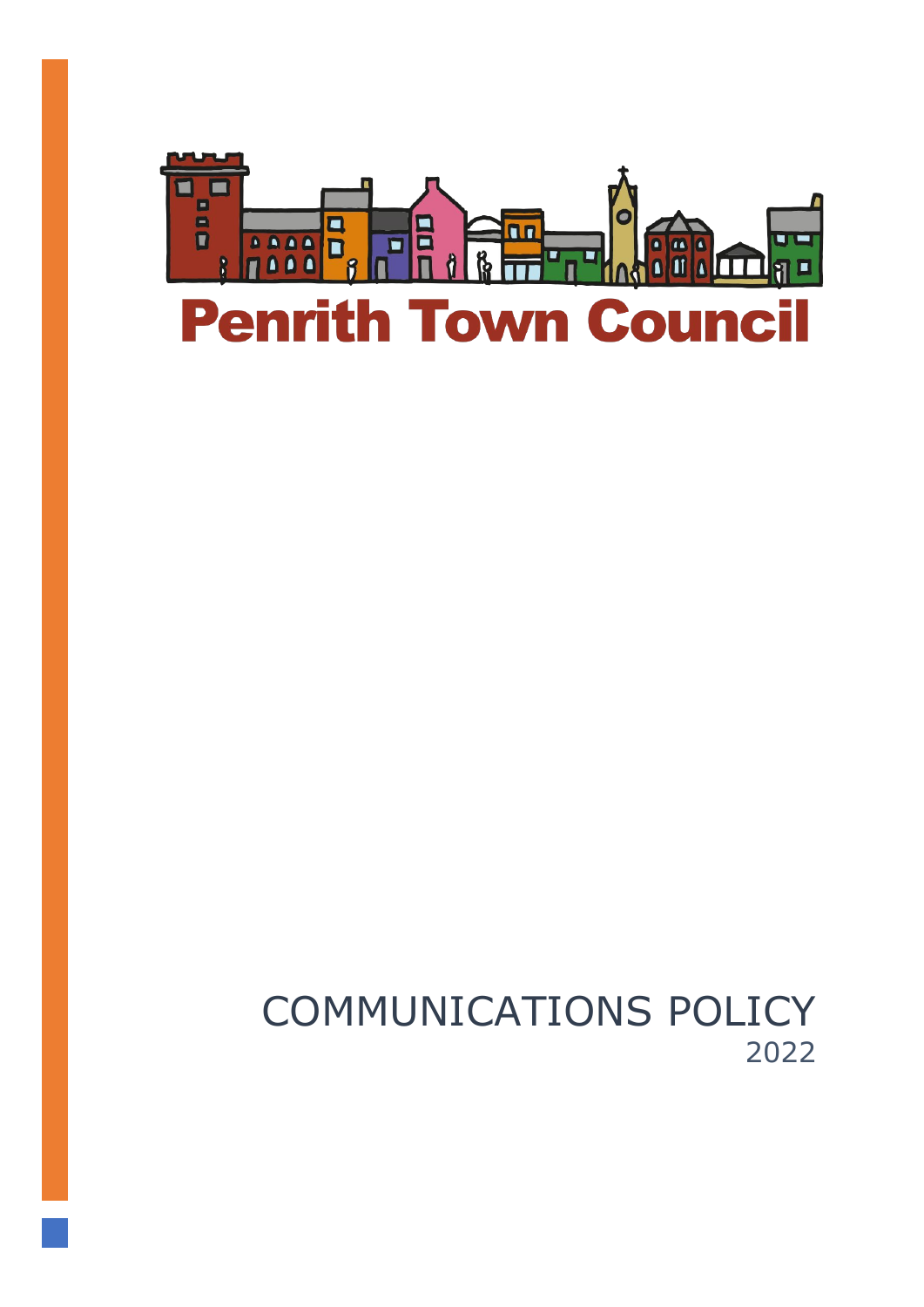Penrith Town Council

# COMMUNICATIONS POLICY

2022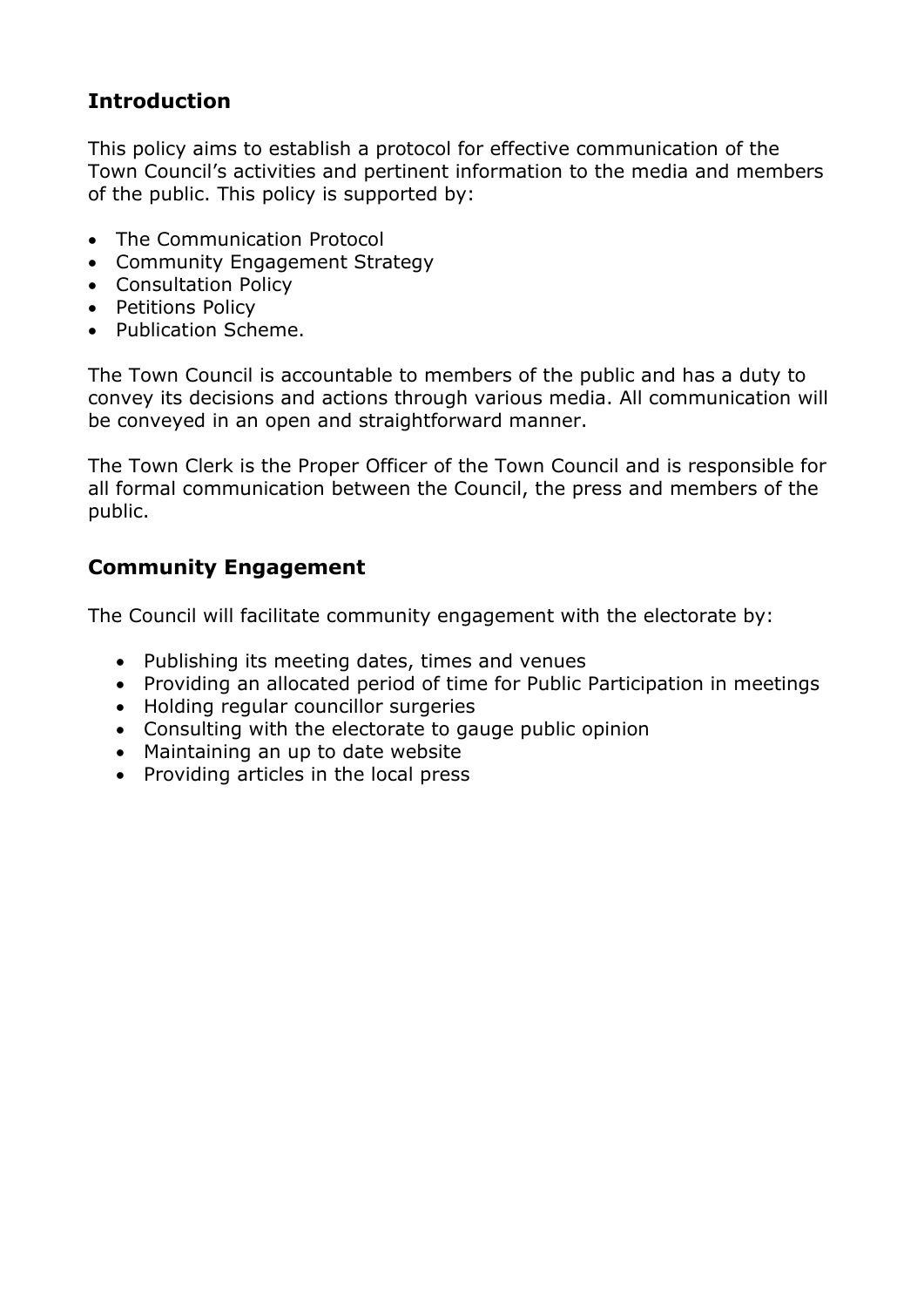## Introduction

This policy aims to establish a protocol for effective communication of the Town Council's activities and pertinent information to the media and members of the public. This policy is supported by:

- The Communication Protocol
- Community Engagement Strategy
- Consultation Policy
- Petitions Policy
- Publication Scheme.

The Town Council is accountable to members of the public and has a duty to convey its decisions and actions through various media. All communication will be conveyed in an open and straightforward manner.

The Town Clerk is the Proper Officer of the Town Council and is responsible for all formal communication between the Council, the press and members of the public.

## Community Engagement

The Council will facilitate community engagement with the electorate by:

- Publishing its meeting dates, times and venues
- Providing an allocated period of time for Public Participation in meetings
- Holding regular councillor surgeries
- Consulting with the electorate to gauge public opinion
- Maintaining an up to date website
- Providing articles in the local press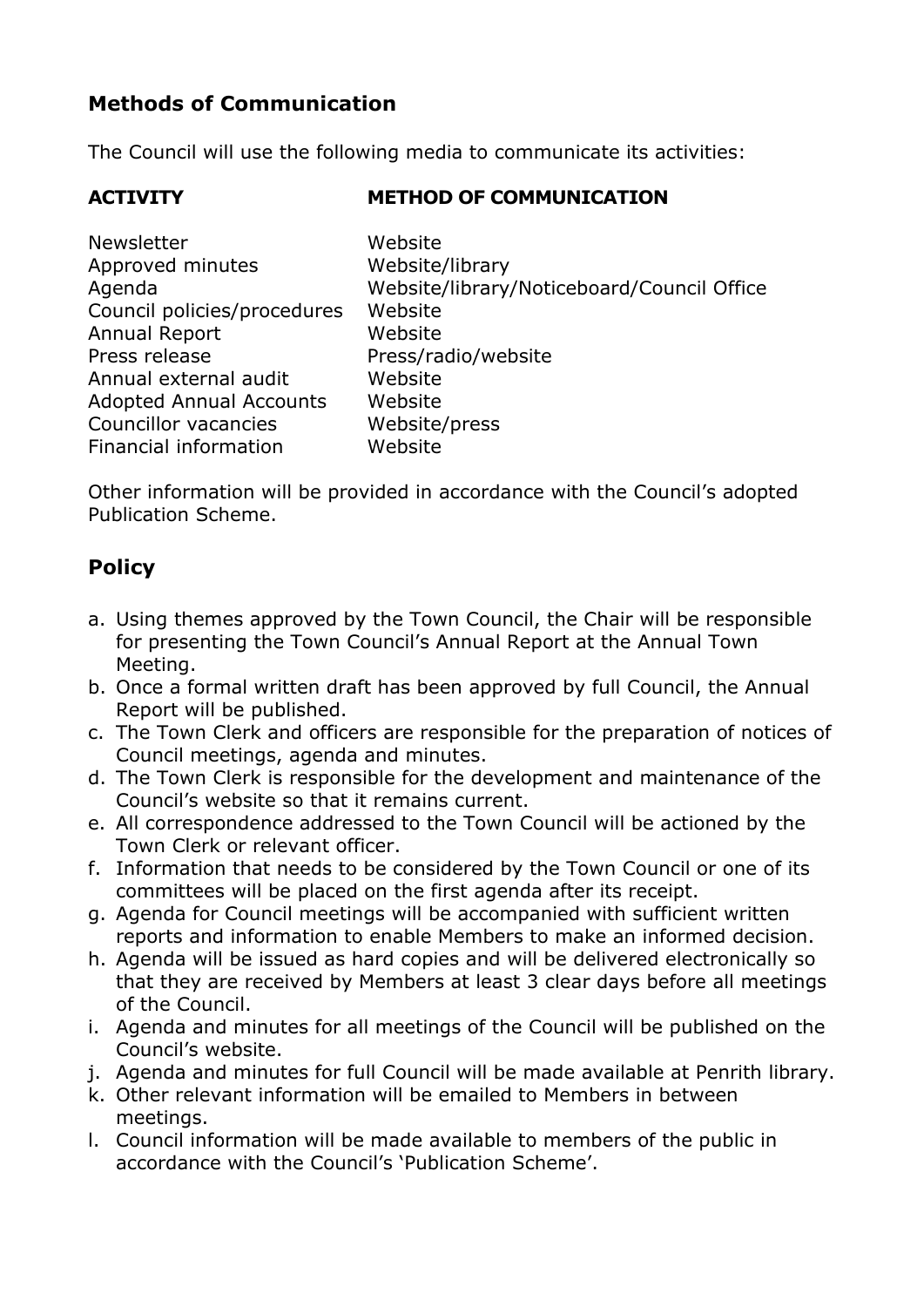## Methods of Communication

The Council will use the following media to communicate its activities:

| ACTIVITY | METHOD OF COMMUNICATION |
|---|---|
| Newsletter | Website |
| Approved minutes | Website/library |
| Agenda | Website/library/Noticeboard/Council Office |
| Council policies/procedures | Website |
| Annual Report | Website |
| Press release | Press/radio/website |
| Annual external audit | Website |
| Adopted Annual Accounts | Website |
| Councillor vacancies | Website/press |
| Financial information | Website |

Other information will be provided in accordance with the Council's adopted Publication Scheme.

## Policy

a. Using themes approved by the Town Council, the Chair will be responsible for presenting the Town Council's Annual Report at the Annual Town Meeting.
b. Once a formal written draft has been approved by full Council, the Annual Report will be published.
c. The Town Clerk and officers are responsible for the preparation of notices of Council meetings, agenda and minutes.
d. The Town Clerk is responsible for the development and maintenance of the Council's website so that it remains current.
e. All correspondence addressed to the Town Council will be actioned by the Town Clerk or relevant officer.
f. Information that needs to be considered by the Town Council or one of its committees will be placed on the first agenda after its receipt.
g. Agenda for Council meetings will be accompanied with sufficient written reports and information to enable Members to make an informed decision.
h. Agenda will be issued as hard copies and will be delivered electronically so that they are received by Members at least 3 clear days before all meetings of the Council.
i. Agenda and minutes for all meetings of the Council will be published on the Council's website.
j. Agenda and minutes for full Council will be made available at Penrith library.
k. Other relevant information will be emailed to Members in between meetings.
l. Council information will be made available to members of the public in accordance with the Council's 'Publication Scheme'.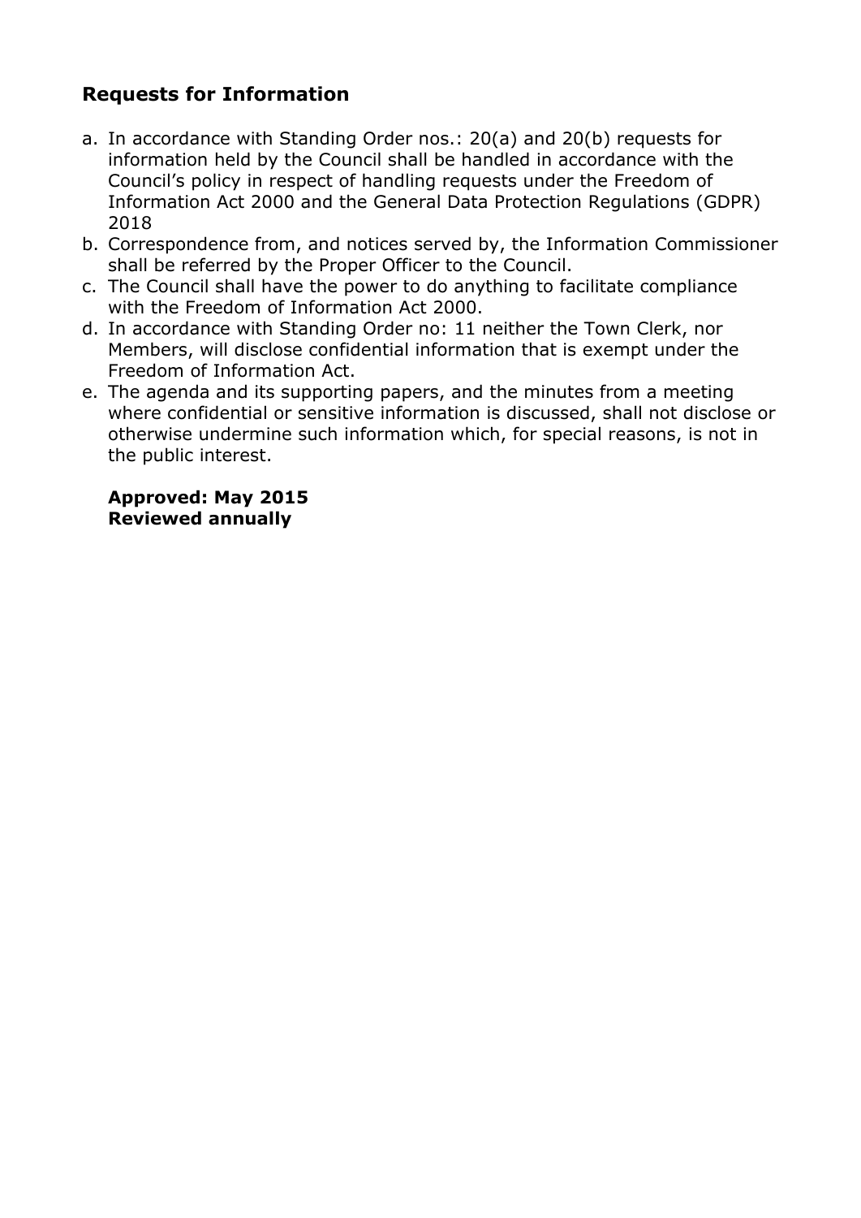## Requests for Information

a. In accordance with Standing Order nos.: 20(a) and 20(b) requests for information held by the Council shall be handled in accordance with the Council's policy in respect of handling requests under the Freedom of Information Act 2000 and the General Data Protection Regulations (GDPR) 2018
b. Correspondence from, and notices served by, the Information Commissioner shall be referred by the Proper Officer to the Council.
c. The Council shall have the power to do anything to facilitate compliance with the Freedom of Information Act 2000.
d. In accordance with Standing Order no: 11 neither the Town Clerk, nor Members, will disclose confidential information that is exempt under the Freedom of Information Act.
e. The agenda and its supporting papers, and the minutes from a meeting where confidential or sensitive information is discussed, shall not disclose or otherwise undermine such information which, for special reasons, is not in the public interest.

**Approved: May 2015**
**Reviewed annually**